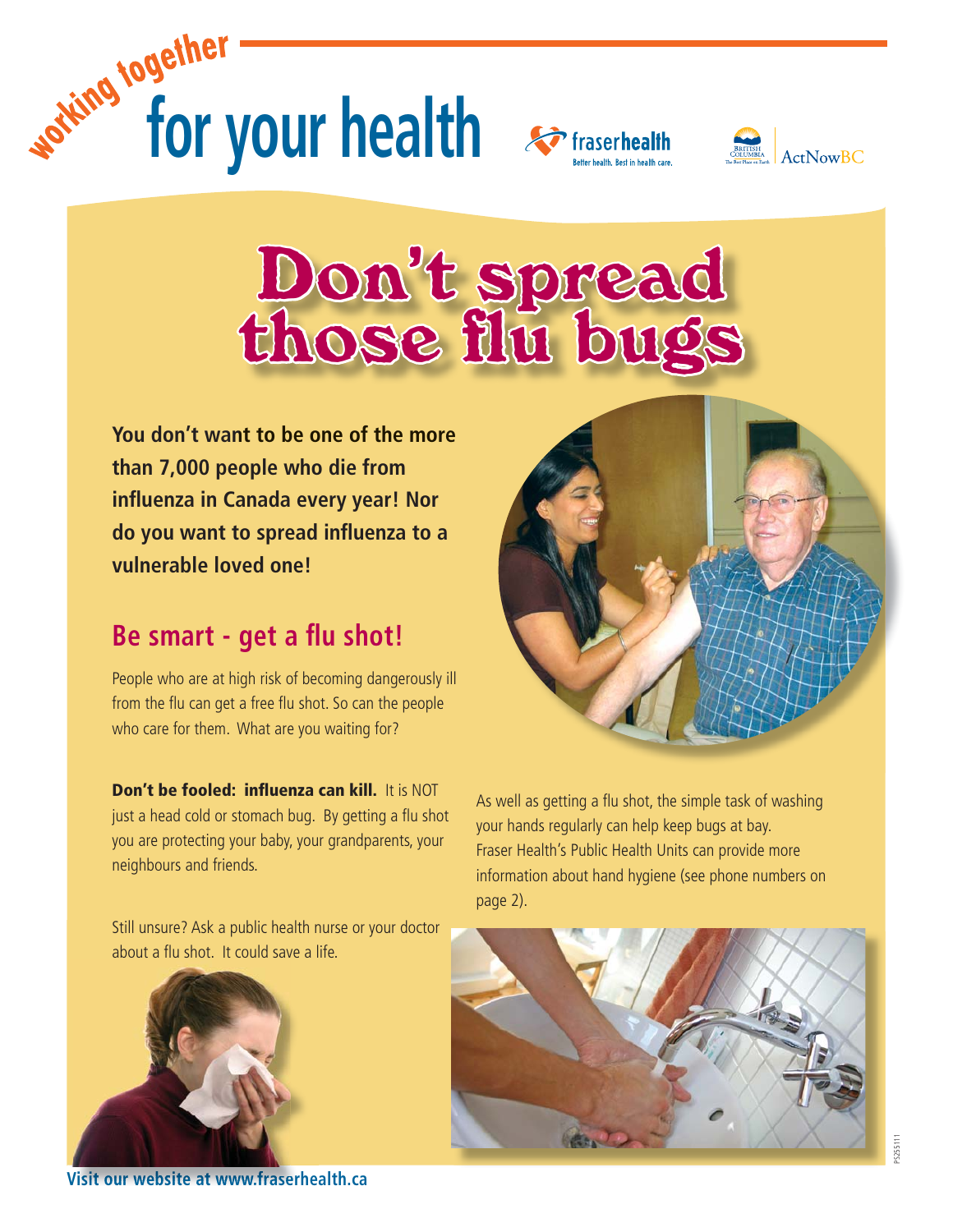working together

# for your health

fraserhealth
Better health. Best in health care.

British Columbia — The Best Place on Earth | ActNowBC

# Don't spread those flu bugs

**You don't want to be one of the more than 7,000 people who die from influenza in Canada every year! Nor do you want to spread influenza to a vulnerable loved one!**

## Be smart - get a flu shot!

People who are at high risk of becoming dangerously ill from the flu can get a free flu shot. So can the people who care for them. What are you waiting for?

**Don't be fooled: influenza can kill.** It is NOT just a head cold or stomach bug. By getting a flu shot you are protecting your baby, your grandparents, your neighbours and friends.

Still unsure? Ask a public health nurse or your doctor about a flu shot. It could save a life.

As well as getting a flu shot, the simple task of washing your hands regularly can help keep bugs at bay. Fraser Health's Public Health Units can provide more information about hand hygiene (see phone numbers on page 2).

**Visit our website at www.fraserhealth.ca**

PS255111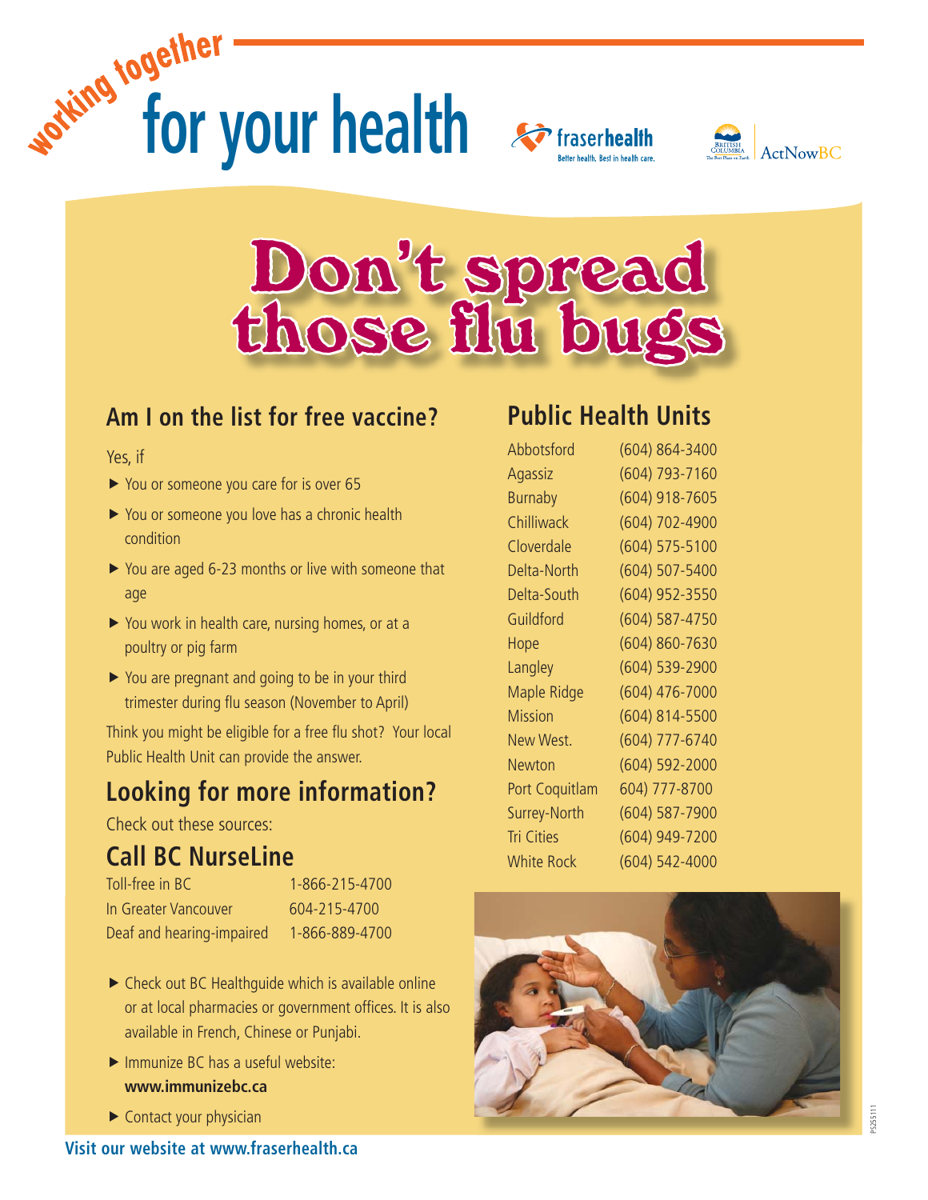working together

# for your health

fraserhealth
Better health. Best in health care.

British Columbia ActNowBC

# Don't spread those flu bugs

## Am I on the list for free vaccine?

Yes, if

- You or someone you care for is over 65
- You or someone you love has a chronic health condition
- You are aged 6-23 months or live with someone that age
- You work in health care, nursing homes, or at a poultry or pig farm
- You are pregnant and going to be in your third trimester during flu season (November to April)

Think you might be eligible for a free flu shot? Your local Public Health Unit can provide the answer.

## Looking for more information?

Check out these sources:

## Call BC NurseLine

| | |
|---|---|
| Toll-free in BC | 1-866-215-4700 |
| In Greater Vancouver | 604-215-4700 |
| Deaf and hearing-impaired | 1-866-889-4700 |

- Check out BC Healthguide which is available online or at local pharmacies or government offices. It is also available in French, Chinese or Punjabi.
- Immunize BC has a useful website: **www.immunizebc.ca**
- Contact your physician

## Public Health Units

| | |
|---|---|
| Abbotsford | (604) 864-3400 |
| Agassiz | (604) 793-7160 |
| Burnaby | (604) 918-7605 |
| Chilliwack | (604) 702-4900 |
| Cloverdale | (604) 575-5100 |
| Delta-North | (604) 507-5400 |
| Delta-South | (604) 952-3550 |
| Guildford | (604) 587-4750 |
| Hope | (604) 860-7630 |
| Langley | (604) 539-2900 |
| Maple Ridge | (604) 476-7000 |
| Mission | (604) 814-5500 |
| New West. | (604) 777-6740 |
| Newton | (604) 592-2000 |
| Port Coquitlam | 604) 777-8700 |
| Surrey-North | (604) 587-7900 |
| Tri Cities | (604) 949-7200 |
| White Rock | (604) 542-4000 |

**Visit our website at www.fraserhealth.ca**

PS255111